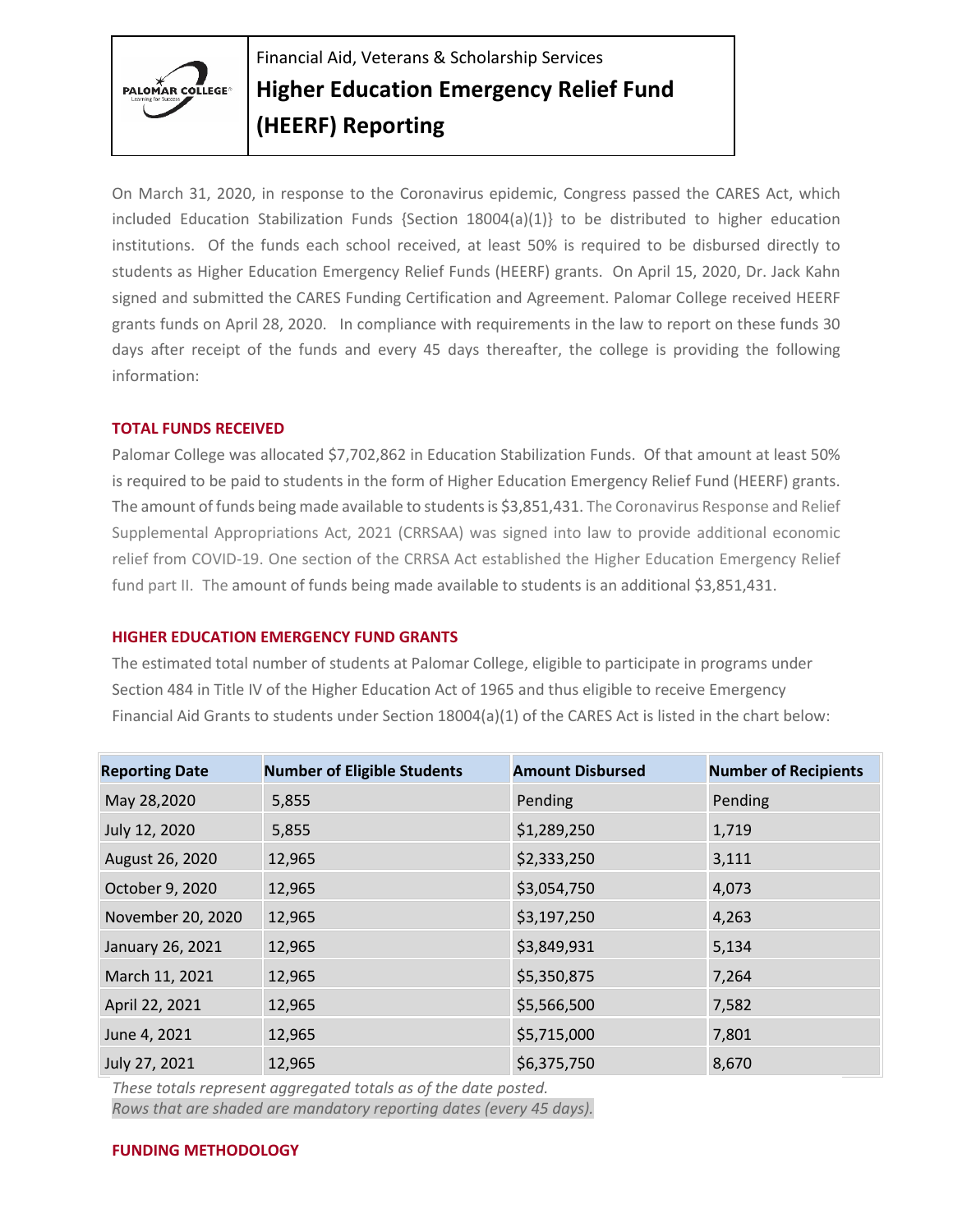Financial Aid, Veterans & Scholarship Services

# Higher Education Emergency Relief Fund (HEERF) Reporting

On March 31, 2020, in response to the Coronavirus epidemic, Congress passed the CARES Act, which included Education Stabilization Funds {Section 18004(a)(1)} to be distributed to higher education institutions. Of the funds each school received, at least 50% is required to be disbursed directly to students as Higher Education Emergency Relief Funds (HEERF) grants. On April 15, 2020, Dr. Jack Kahn signed and submitted the CARES Funding Certification and Agreement. Palomar College received HEERF grants funds on April 28, 2020. In compliance with requirements in the law to report on these funds 30 days after receipt of the funds and every 45 days thereafter, the college is providing the following information:

## TOTAL FUNDS RECEIVED

Palomar College was allocated $7,702,862 in Education Stabilization Funds. Of that amount at least 50% is required to be paid to students in the form of Higher Education Emergency Relief Fund (HEERF) grants. The amount of funds being made available to students is $3,851,431. The Coronavirus Response and Relief Supplemental Appropriations Act, 2021 (CRRSAA) was signed into law to provide additional economic relief from COVID-19. One section of the CRRSA Act established the Higher Education Emergency Relief fund part II. The amount of funds being made available to students is an additional $3,851,431.

## HIGHER EDUCATION EMERGENCY FUND GRANTS

The estimated total number of students at Palomar College, eligible to participate in programs under Section 484 in Title IV of the Higher Education Act of 1965 and thus eligible to receive Emergency Financial Aid Grants to students under Section 18004(a)(1) of the CARES Act is listed in the chart below:

| Reporting Date | Number of Eligible Students | Amount Disbursed | Number of Recipients |
|---|---|---|---|
| May 28,2020 | 5,855 | Pending | Pending |
| July 12, 2020 | 5,855 | $1,289,250 | 1,719 |
| August 26, 2020 | 12,965 | $2,333,250 | 3,111 |
| October 9, 2020 | 12,965 | $3,054,750 | 4,073 |
| November 20, 2020 | 12,965 | $3,197,250 | 4,263 |
| January 26, 2021 | 12,965 | $3,849,931 | 5,134 |
| March 11, 2021 | 12,965 | $5,350,875 | 7,264 |
| April 22, 2021 | 12,965 | $5,566,500 | 7,582 |
| June 4, 2021 | 12,965 | $5,715,000 | 7,801 |
| July 27, 2021 | 12,965 | $6,375,750 | 8,670 |

*These totals represent aggregated totals as of the date posted.*
*Rows that are shaded are mandatory reporting dates (every 45 days).*

## FUNDING METHODOLOGY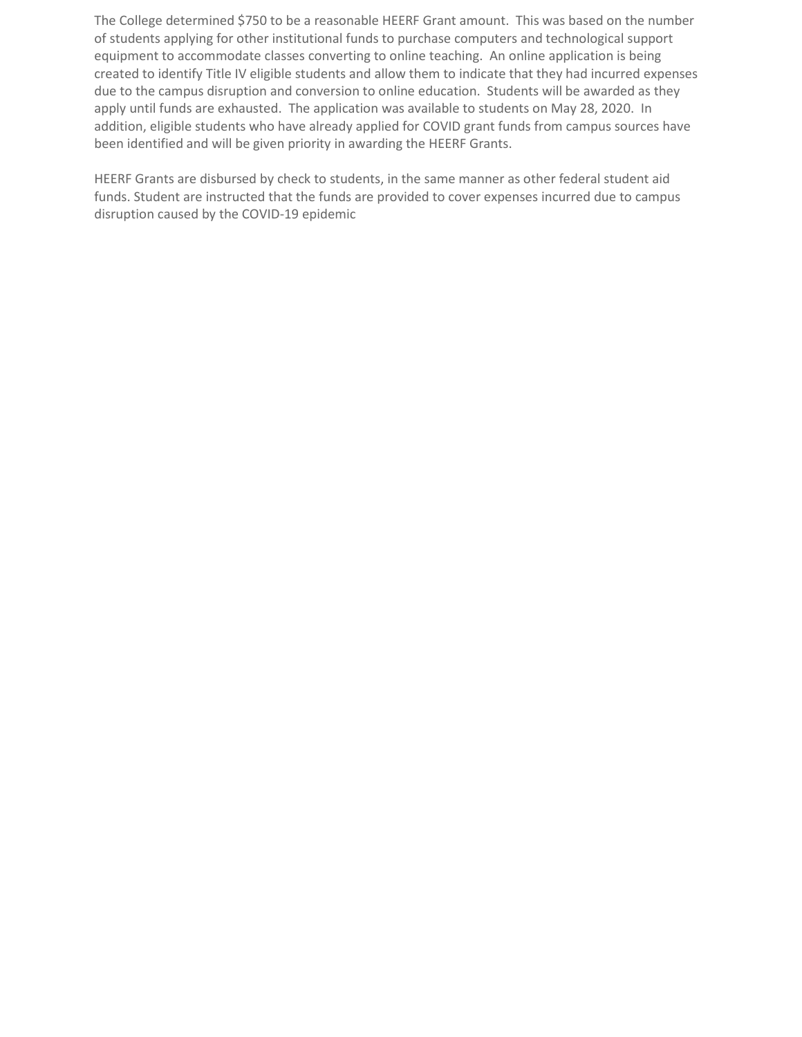The College determined $750 to be a reasonable HEERF Grant amount. This was based on the number of students applying for other institutional funds to purchase computers and technological support equipment to accommodate classes converting to online teaching. An online application is being created to identify Title IV eligible students and allow them to indicate that they had incurred expenses due to the campus disruption and conversion to online education. Students will be awarded as they apply until funds are exhausted. The application was available to students on May 28, 2020. In addition, eligible students who have already applied for COVID grant funds from campus sources have been identified and will be given priority in awarding the HEERF Grants.

HEERF Grants are disbursed by check to students, in the same manner as other federal student aid funds. Student are instructed that the funds are provided to cover expenses incurred due to campus disruption caused by the COVID-19 epidemic